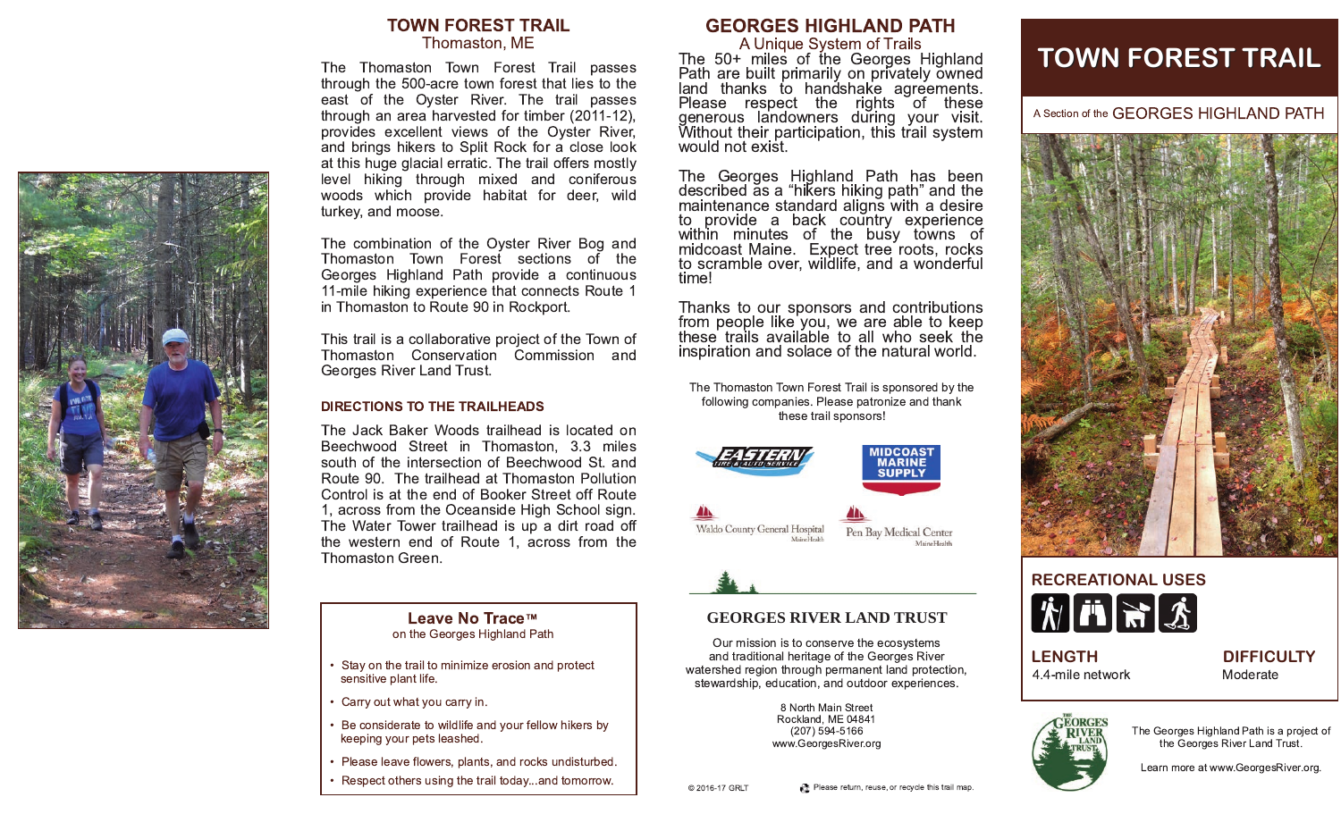## TOWN FOREST TRAIL

Thomaston, ME

The Thomaston Town Forest Trail passes through the 500-acre town forest that lies to the east of the Oyster River. The trail passes through an area harvested for timber (2011-12), provides excellent views of the Oyster River, and brings hikers to Split Rock for a close look at this huge glacial erratic. The trail offers mostly level hiking through mixed and coniferous woods which provide habitat for deer, wild turkey, and moose.

The combination of the Oyster River Bog and Thomaston Town Forest sections of the Georges Highland Path provide a continuous 11-mile hiking experience that connects Route 1 in Thomaston to Route 90 in Rockport.

This trail is a collaborative project of the Town of Thomaston Conservation Commission and Georges River Land Trust.

### DIRECTIONS TO THE TRAILHEADS

The Jack Baker Woods trailhead is located on Beechwood Street in Thomaston, 3.3 miles south of the intersection of Beechwood St. and Route 90. The trailhead at Thomaston Pollution Control is at the end of Booker Street off Route 1, across from the Oceanside High School sign. The Water Tower trailhead is up a dirt road off the western end of Route 1, across from the Thomaston Green.

### Leave No Trace™

on the Georges Highland Path

- Stay on the trail to minimize erosion and protect sensitive plant life.
- Carry out what you carry in.
- Be considerate to wildlife and your fellow hikers by keeping your pets leashed.
- Please leave flowers, plants, and rocks undisturbed.
- Respect others using the trail today...and tomorrow.

## GEORGES HIGHLAND PATH

A Unique System of Trails

The 50+ miles of the Georges Highland Path are built primarily on privately owned land thanks to handshake agreements. Please respect the rights of these generous landowners during your visit. Without their participation, this trail system would not exist.

The Georges Highland Path has been described as a "hikers hiking path" and the maintenance standard aligns with a desire to provide a back country experience within minutes of the busy towns of midcoast Maine. Expect tree roots, rocks to scramble over, wildlife, and a wonderful time!

Thanks to our sponsors and contributions from people like you, we are able to keep these trails available to all who seek the inspiration and solace of the natural world.

The Thomaston Town Forest Trail is sponsored by the following companies. Please patronize and thank these trail sponsors!

Eastern Tire & Auto Service
Midcoast Marine Supply
Waldo County General Hospital – MaineHealth
Pen Bay Medical Center – MaineHealth

### GEORGES RIVER LAND TRUST

Our mission is to conserve the ecosystems and traditional heritage of the Georges River watershed region through permanent land protection, stewardship, education, and outdoor experiences.

8 North Main Street
Rockland, ME 04841
(207) 594-5166
www.GeorgesRiver.org

© 2016-17 GRLT

Please return, reuse, or recycle this trail map.

# TOWN FOREST TRAIL

A Section of the GEORGES HIGHLAND PATH

### RECREATIONAL USES

### LENGTH

4.4-mile network

### DIFFICULTY

Moderate

The Georges Highland Path is a project of the Georges River Land Trust.

Learn more at www.GeorgesRiver.org.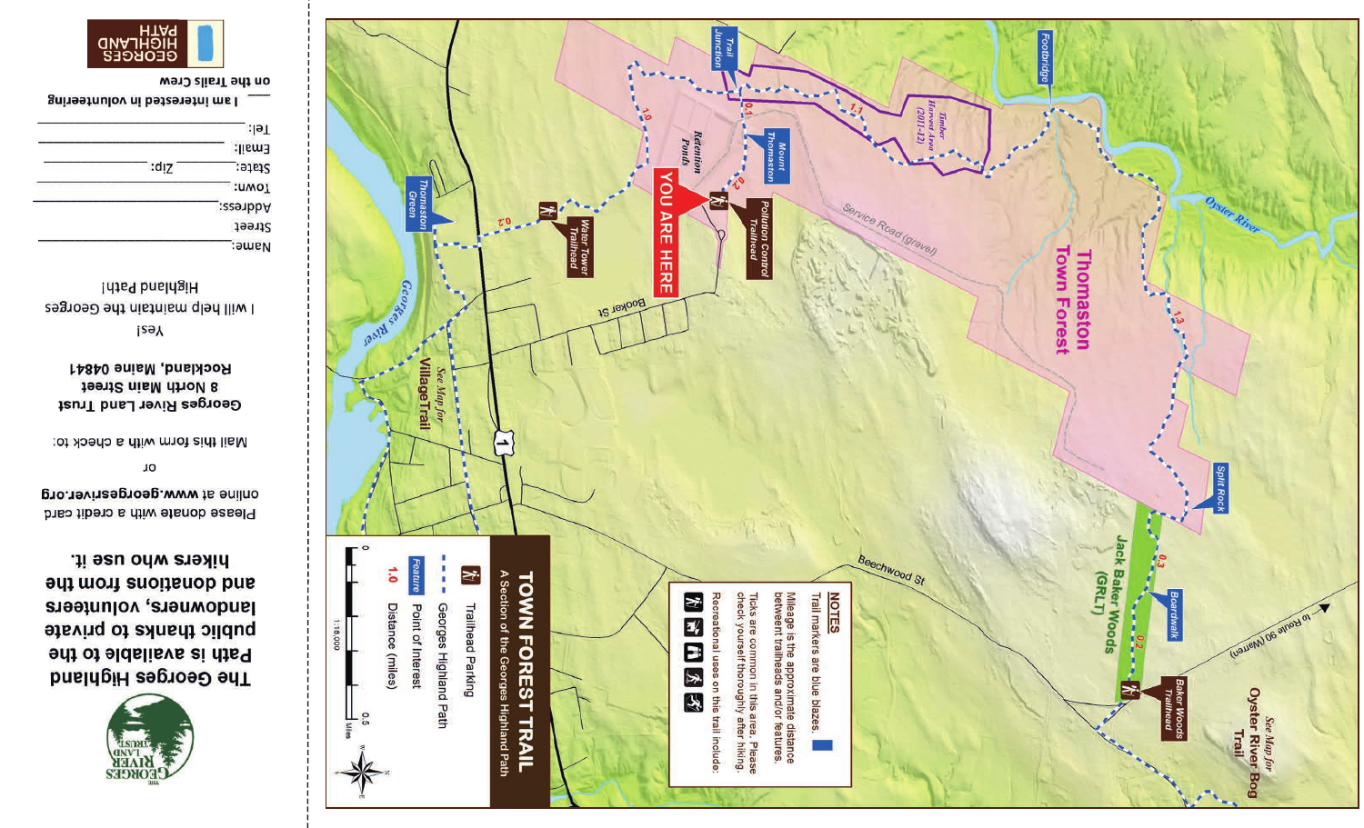# TOWN FOREST TRAIL

A Section of the Georges Highland Path

Trailhead Parking

Georges Highland Path

Feature — Point of Interest

1.0 — Distance (miles)

1:18,000

0 — 0.5 Miles

## NOTES

Trail markers are blue blazes.

Mileage is the approximate distance between trailheads and/or features.

Ticks are common in this area. Please check yourself thoroughly after hiking.

Recreational uses on this trail include:

YOU ARE HERE

Thomaston Town Forest

Jack Baker Woods (GRLT)

Trail Junction

Footbridge

Mount Thomaston

Thomaston Green

Split Rock

Boardwalk

Retention Ponds

Timber Harvest Area (2011-12)

Pollution Control Trailhead

Water Tower Trailhead

Baker Woods Trailhead

Service Road (gravel)

Booker St

Beechwood St

Oyster River

Georges River

to Route 90 (Warren)

See Map for Village Trail

See Map for Oyster River Bog Trail

1.0 0.1 1.1 0.2 0.2 1.3 0.3 0.2

---

**The Georges Highland Path is available to the public thanks to private landowners, volunteers and donations from the hikers who use it.**

Please donate with a credit card online at www.georgesriver.org

or

Mail this form with a check to:

**Georges River Land Trust**
**8 North Main Street**
**Rockland, Maine 04841**

Yes!

I will help maintain the Georges Highland Path!

Name: \_\_\_\_\_\_\_\_\_\_\_\_\_\_\_\_

Street: \_\_\_\_\_\_\_\_\_\_\_\_\_\_\_\_

Address: \_\_\_\_\_\_\_\_\_\_\_\_\_\_\_\_

Town: \_\_\_\_\_\_\_\_\_\_\_\_\_\_\_\_

State: \_\_\_\_\_\_ Zip: \_\_\_\_\_\_

Email: \_\_\_\_\_\_\_\_\_\_\_\_\_\_\_\_

Tel: \_\_\_\_\_\_\_\_\_\_\_\_\_\_\_\_

\_\_\_ **I am interested in volunteering on the Trails Crew**

GEORGES HIGHLAND PATH

THE GEORGES RIVER LAND TRUST